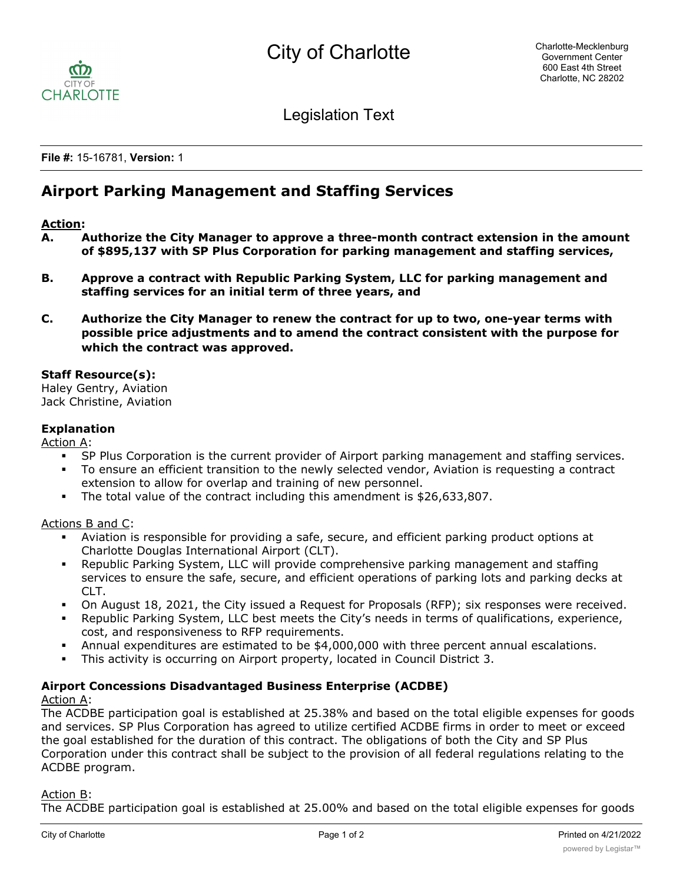City of Charlotte

Legislation Text

**File #:** 15-16781, **Version:** 1

## Airport Parking Management and Staffing Services

**Action:**

**A. Authorize the City Manager to approve a three-month contract extension in the amount of $895,137 with SP Plus Corporation for parking management and staffing services,**

**B. Approve a contract with Republic Parking System, LLC for parking management and staffing services for an initial term of three years, and**

**C. Authorize the City Manager to renew the contract for up to two, one-year terms with possible price adjustments and to amend the contract consistent with the purpose for which the contract was approved.**

**Staff Resource(s):**
Haley Gentry, Aviation
Jack Christine, Aviation

**Explanation**

Action A:

- SP Plus Corporation is the current provider of Airport parking management and staffing services.
- To ensure an efficient transition to the newly selected vendor, Aviation is requesting a contract extension to allow for overlap and training of new personnel.
- The total value of the contract including this amendment is $26,633,807.

Actions B and C:

- Aviation is responsible for providing a safe, secure, and efficient parking product options at Charlotte Douglas International Airport (CLT).
- Republic Parking System, LLC will provide comprehensive parking management and staffing services to ensure the safe, secure, and efficient operations of parking lots and parking decks at CLT.
- On August 18, 2021, the City issued a Request for Proposals (RFP); six responses were received.
- Republic Parking System, LLC best meets the City's needs in terms of qualifications, experience, cost, and responsiveness to RFP requirements.
- Annual expenditures are estimated to be $4,000,000 with three percent annual escalations.
- This activity is occurring on Airport property, located in Council District 3.

**Airport Concessions Disadvantaged Business Enterprise (ACDBE)**

Action A:

The ACDBE participation goal is established at 25.38% and based on the total eligible expenses for goods and services. SP Plus Corporation has agreed to utilize certified ACDBE firms in order to meet or exceed the goal established for the duration of this contract. The obligations of both the City and SP Plus Corporation under this contract shall be subject to the provision of all federal regulations relating to the ACDBE program.

Action B:

The ACDBE participation goal is established at 25.00% and based on the total eligible expenses for goods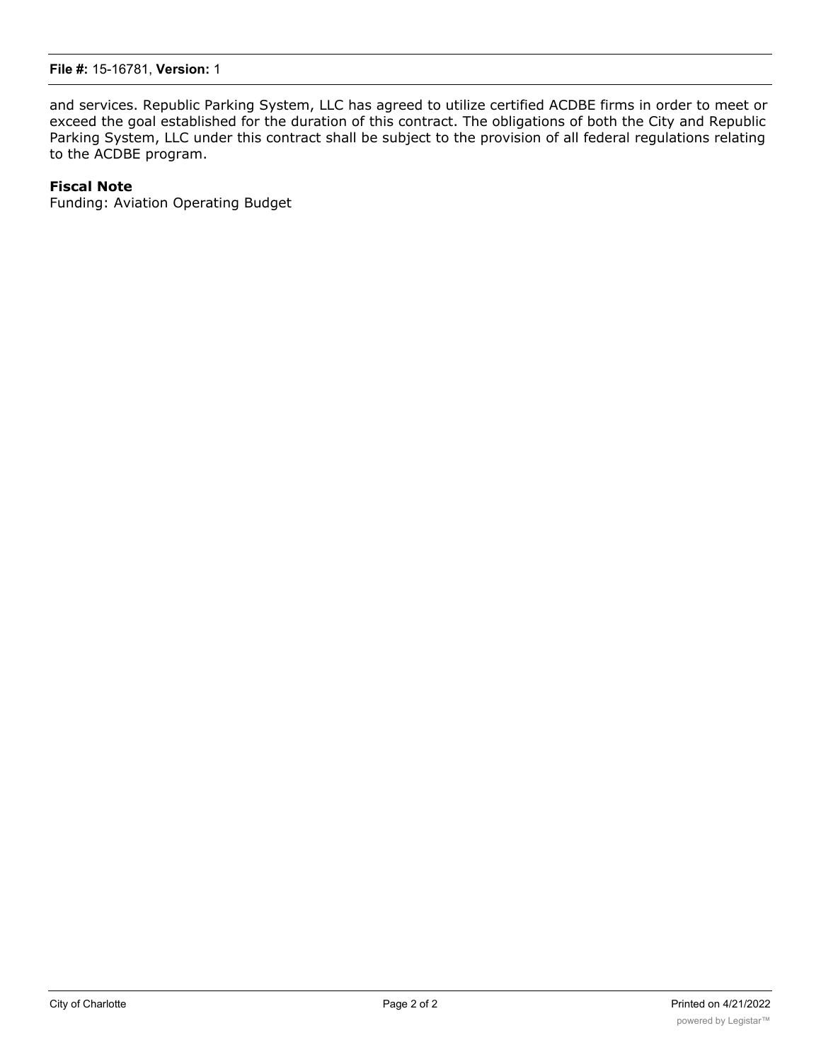and services. Republic Parking System, LLC has agreed to utilize certified ACDBE firms in order to meet or exceed the goal established for the duration of this contract. The obligations of both the City and Republic Parking System, LLC under this contract shall be subject to the provision of all federal regulations relating to the ACDBE program.

**Fiscal Note**

Funding: Aviation Operating Budget